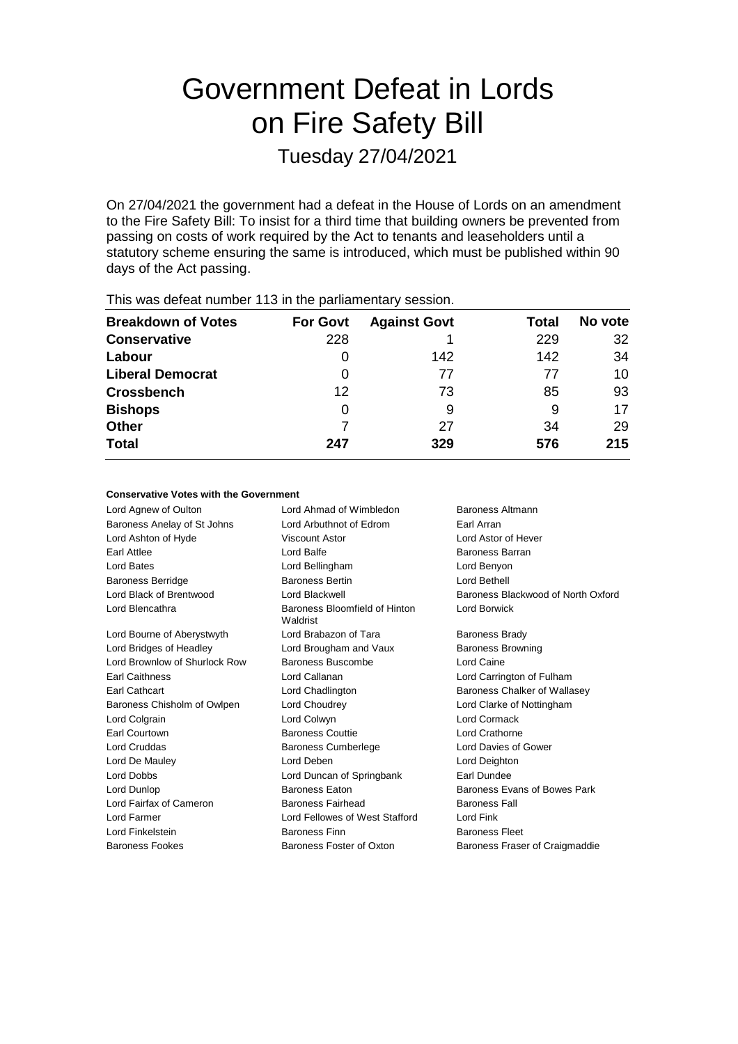# Government Defeat in Lords on Fire Safety Bill

## Tuesday 27/04/2021

On 27/04/2021 the government had a defeat in the House of Lords on an amendment to the Fire Safety Bill: To insist for a third time that building owners be prevented from passing on costs of work required by the Act to tenants and leaseholders until a statutory scheme ensuring the same is introduced, which must be published within 90 days of the Act passing.

This was defeat number 113 in the parliamentary session.

| Breakdown of Votes | For Govt | Against Govt | Total | No vote |
|---|---|---|---|---|
| **Conservative** | 228 | 1 | 229 | 32 |
| **Labour** | 0 | 142 | 142 | 34 |
| **Liberal Democrat** | 0 | 77 | 77 | 10 |
| **Crossbench** | 12 | 73 | 85 | 93 |
| **Bishops** | 0 | 9 | 9 | 17 |
| **Other** | 7 | 27 | 34 | 29 |
| **Total** | **247** | **329** | **576** | **215** |

#### Conservative Votes with the Government

| | | |
|---|---|---|
| Lord Agnew of Oulton | Lord Ahmad of Wimbledon | Baroness Altmann |
| Baroness Anelay of St Johns | Lord Arbuthnot of Edrom | Earl Arran |
| Lord Ashton of Hyde | Viscount Astor | Lord Astor of Hever |
| Earl Attlee | Lord Balfe | Baroness Barran |
| Lord Bates | Lord Bellingham | Lord Benyon |
| Baroness Berridge | Baroness Bertin | Lord Bethell |
| Lord Black of Brentwood | Lord Blackwell | Baroness Blackwood of North Oxford |
| Lord Blencathra | Baroness Bloomfield of Hinton Waldrist | Lord Borwick |
| Lord Bourne of Aberystwyth | Lord Brabazon of Tara | Baroness Brady |
| Lord Bridges of Headley | Lord Brougham and Vaux | Baroness Browning |
| Lord Brownlow of Shurlock Row | Baroness Buscombe | Lord Caine |
| Earl Caithness | Lord Callanan | Lord Carrington of Fulham |
| Earl Cathcart | Lord Chadlington | Baroness Chalker of Wallasey |
| Baroness Chisholm of Owlpen | Lord Choudrey | Lord Clarke of Nottingham |
| Lord Colgrain | Lord Colwyn | Lord Cormack |
| Earl Courtown | Baroness Couttie | Lord Crathorne |
| Lord Cruddas | Baroness Cumberlege | Lord Davies of Gower |
| Lord De Mauley | Lord Deben | Lord Deighton |
| Lord Dobbs | Lord Duncan of Springbank | Earl Dundee |
| Lord Dunlop | Baroness Eaton | Baroness Evans of Bowes Park |
| Lord Fairfax of Cameron | Baroness Fairhead | Baroness Fall |
| Lord Farmer | Lord Fellowes of West Stafford | Lord Fink |
| Lord Finkelstein | Baroness Finn | Baroness Fleet |
| Baroness Fookes | Baroness Foster of Oxton | Baroness Fraser of Craigmaddie |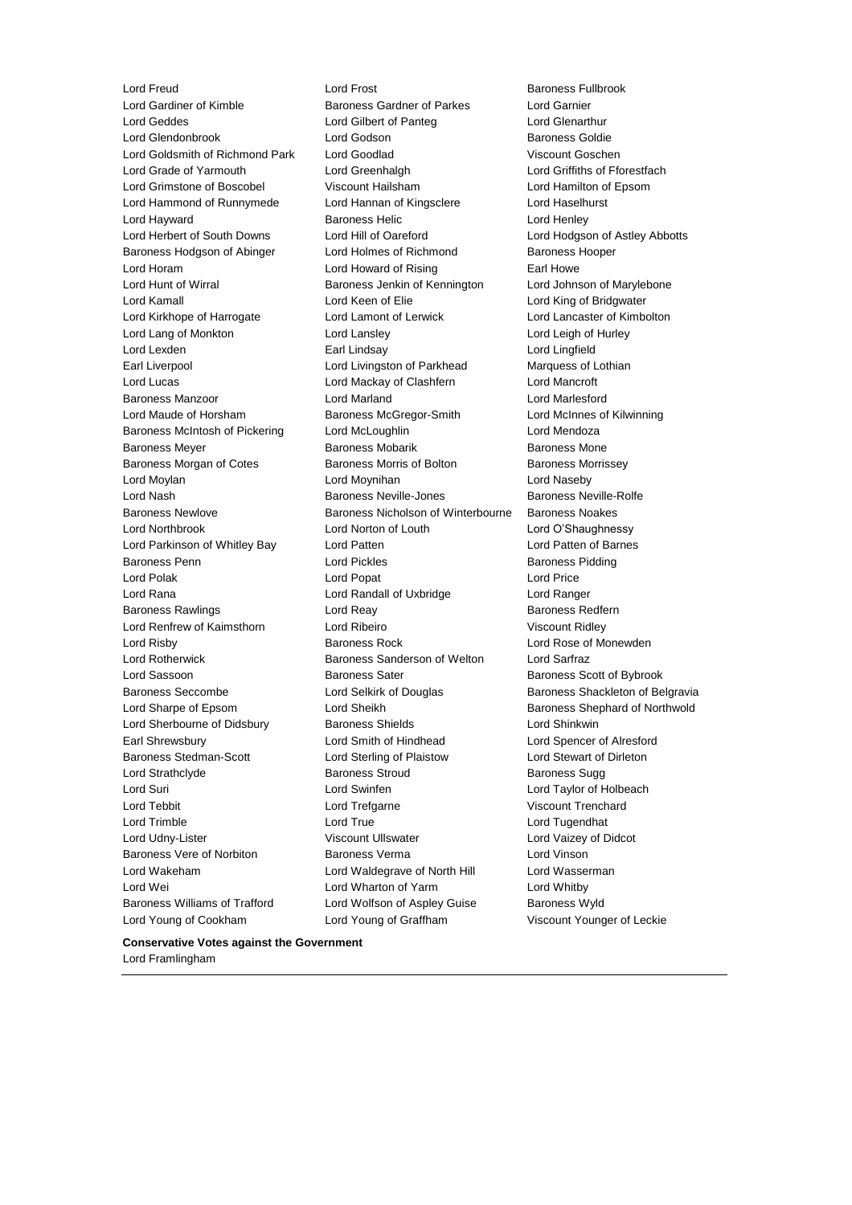Lord Freud
Lord Frost
Baroness Fullbrook
Lord Gardiner of Kimble
Baroness Gardner of Parkes
Lord Garnier
Lord Geddes
Lord Gilbert of Panteg
Lord Glenarthur
Lord Glendonbrook
Lord Godson
Baroness Goldie
Lord Goldsmith of Richmond Park
Lord Goodlad
Viscount Goschen
Lord Grade of Yarmouth
Lord Greenhalgh
Lord Griffiths of Fforestfach
Lord Grimstone of Boscobel
Viscount Hailsham
Lord Hamilton of Epsom
Lord Hammond of Runnymede
Lord Hannan of Kingsclere
Lord Haselhurst
Lord Hayward
Baroness Helic
Lord Henley
Lord Herbert of South Downs
Lord Hill of Oareford
Lord Hodgson of Astley Abbotts
Baroness Hodgson of Abinger
Lord Holmes of Richmond
Baroness Hooper
Lord Horam
Lord Howard of Rising
Earl Howe
Lord Hunt of Wirral
Baroness Jenkin of Kennington
Lord Johnson of Marylebone
Lord Kamall
Lord Keen of Elie
Lord King of Bridgwater
Lord Kirkhope of Harrogate
Lord Lamont of Lerwick
Lord Lancaster of Kimbolton
Lord Lang of Monkton
Lord Lansley
Lord Leigh of Hurley
Lord Lexden
Earl Lindsay
Lord Lingfield
Earl Liverpool
Lord Livingston of Parkhead
Marquess of Lothian
Lord Lucas
Lord Mackay of Clashfern
Lord Mancroft
Baroness Manzoor
Lord Marland
Lord Marlesford
Lord Maude of Horsham
Baroness McGregor-Smith
Lord McInnes of Kilwinning
Baroness McIntosh of Pickering
Lord McLoughlin
Lord Mendoza
Baroness Meyer
Baroness Mobarik
Baroness Mone
Baroness Morgan of Cotes
Baroness Morris of Bolton
Baroness Morrissey
Lord Moylan
Lord Moynihan
Lord Naseby
Lord Nash
Baroness Neville-Jones
Baroness Neville-Rolfe
Baroness Newlove
Baroness Nicholson of Winterbourne
Baroness Noakes
Lord Northbrook
Lord Norton of Louth
Lord O'Shaughnessy
Lord Parkinson of Whitley Bay
Lord Patten
Lord Patten of Barnes
Baroness Penn
Lord Pickles
Baroness Pidding
Lord Polak
Lord Popat
Lord Price
Lord Rana
Lord Randall of Uxbridge
Lord Ranger
Baroness Rawlings
Lord Reay
Baroness Redfern
Lord Renfrew of Kaimsthorn
Lord Ribeiro
Viscount Ridley
Lord Risby
Baroness Rock
Lord Rose of Monewden
Lord Rotherwick
Baroness Sanderson of Welton
Lord Sarfraz
Lord Sassoon
Baroness Sater
Baroness Scott of Bybrook
Baroness Seccombe
Lord Selkirk of Douglas
Baroness Shackleton of Belgravia
Lord Sharpe of Epsom
Lord Sheikh
Baroness Shephard of Northwold
Lord Sherbourne of Didsbury
Baroness Shields
Lord Shinkwin
Earl Shrewsbury
Lord Smith of Hindhead
Lord Spencer of Alresford
Baroness Stedman-Scott
Lord Sterling of Plaistow
Lord Stewart of Dirleton
Lord Strathclyde
Baroness Stroud
Baroness Sugg
Lord Suri
Lord Swinfen
Lord Taylor of Holbeach
Lord Tebbit
Lord Trefgarne
Viscount Trenchard
Lord Trimble
Lord True
Lord Tugendhat
Lord Udny-Lister
Viscount Ullswater
Lord Vaizey of Didcot
Baroness Vere of Norbiton
Baroness Verma
Lord Vinson
Lord Wakeham
Lord Waldegrave of North Hill
Lord Wasserman
Lord Wei
Lord Wharton of Yarm
Lord Whitby
Baroness Williams of Trafford
Lord Wolfson of Aspley Guise
Baroness Wyld
Lord Young of Cookham
Lord Young of Graffham
Viscount Younger of Leckie

**Conservative Votes against the Government**

Lord Framlingham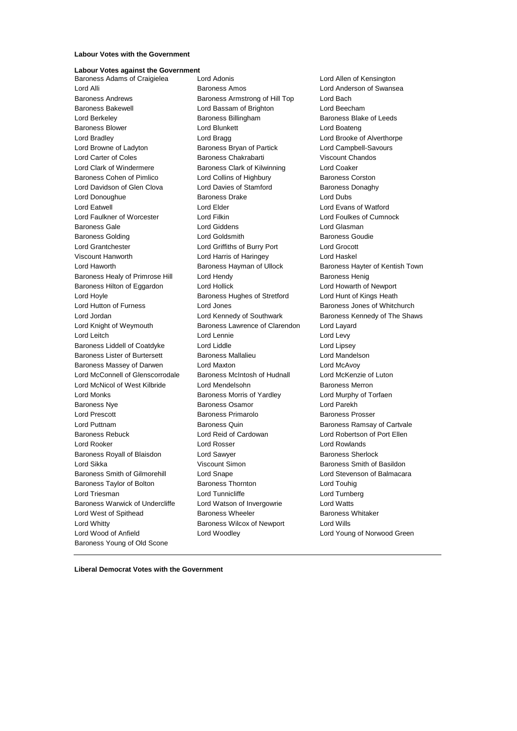**Labour Votes with the Government**

**Labour Votes against the Government**

Baroness Adams of Craigielea
Lord Adonis
Lord Allen of Kensington
Lord Alli
Baroness Amos
Lord Anderson of Swansea
Baroness Andrews
Baroness Armstrong of Hill Top
Lord Bach
Baroness Bakewell
Lord Bassam of Brighton
Lord Beecham
Lord Berkeley
Baroness Billingham
Baroness Blake of Leeds
Baroness Blower
Lord Blunkett
Lord Boateng
Lord Bradley
Lord Bragg
Lord Brooke of Alverthorpe
Lord Browne of Ladyton
Baroness Bryan of Partick
Lord Campbell-Savours
Lord Carter of Coles
Baroness Chakrabarti
Viscount Chandos
Lord Clark of Windermere
Baroness Clark of Kilwinning
Lord Coaker
Baroness Cohen of Pimlico
Lord Collins of Highbury
Baroness Corston
Lord Davidson of Glen Clova
Lord Davies of Stamford
Baroness Donaghy
Lord Donoughue
Baroness Drake
Lord Dubs
Lord Eatwell
Lord Elder
Lord Evans of Watford
Lord Faulkner of Worcester
Lord Filkin
Lord Foulkes of Cumnock
Baroness Gale
Lord Giddens
Lord Glasman
Baroness Golding
Lord Goldsmith
Baroness Goudie
Lord Grantchester
Lord Griffiths of Burry Port
Lord Grocott
Viscount Hanworth
Lord Harris of Haringey
Lord Haskel
Lord Haworth
Baroness Hayman of Ullock
Baroness Hayter of Kentish Town
Baroness Healy of Primrose Hill
Lord Hendy
Baroness Henig
Baroness Hilton of Eggardon
Lord Hollick
Lord Howarth of Newport
Lord Hoyle
Baroness Hughes of Stretford
Lord Hunt of Kings Heath
Lord Hutton of Furness
Lord Jones
Baroness Jones of Whitchurch
Lord Jordan
Lord Kennedy of Southwark
Baroness Kennedy of The Shaws
Lord Knight of Weymouth
Baroness Lawrence of Clarendon
Lord Layard
Lord Leitch
Lord Lennie
Lord Levy
Baroness Liddell of Coatdyke
Lord Liddle
Lord Lipsey
Baroness Lister of Burtersett
Baroness Mallalieu
Lord Mandelson
Baroness Massey of Darwen
Lord Maxton
Lord McAvoy
Lord McConnell of Glenscorrodale
Baroness McIntosh of Hudnall
Lord McKenzie of Luton
Lord McNicol of West Kilbride
Lord Mendelsohn
Baroness Merron
Lord Monks
Baroness Morris of Yardley
Lord Murphy of Torfaen
Baroness Nye
Baroness Osamor
Lord Parekh
Lord Prescott
Baroness Primarolo
Baroness Prosser
Lord Puttnam
Baroness Quin
Baroness Ramsay of Cartvale
Baroness Rebuck
Lord Reid of Cardowan
Lord Robertson of Port Ellen
Lord Rooker
Lord Rosser
Lord Rowlands
Baroness Royall of Blaisdon
Lord Sawyer
Baroness Sherlock
Lord Sikka
Viscount Simon
Baroness Smith of Basildon
Baroness Smith of Gilmorehill
Lord Snape
Lord Stevenson of Balmacara
Baroness Taylor of Bolton
Baroness Thornton
Lord Touhig
Lord Triesman
Lord Tunnicliffe
Lord Turnberg
Baroness Warwick of Undercliffe
Lord Watson of Invergowrie
Lord Watts
Lord West of Spithead
Baroness Wheeler
Baroness Whitaker
Lord Whitty
Baroness Wilcox of Newport
Lord Wills
Lord Wood of Anfield
Lord Woodley
Lord Young of Norwood Green
Baroness Young of Old Scone

---

**Liberal Democrat Votes with the Government**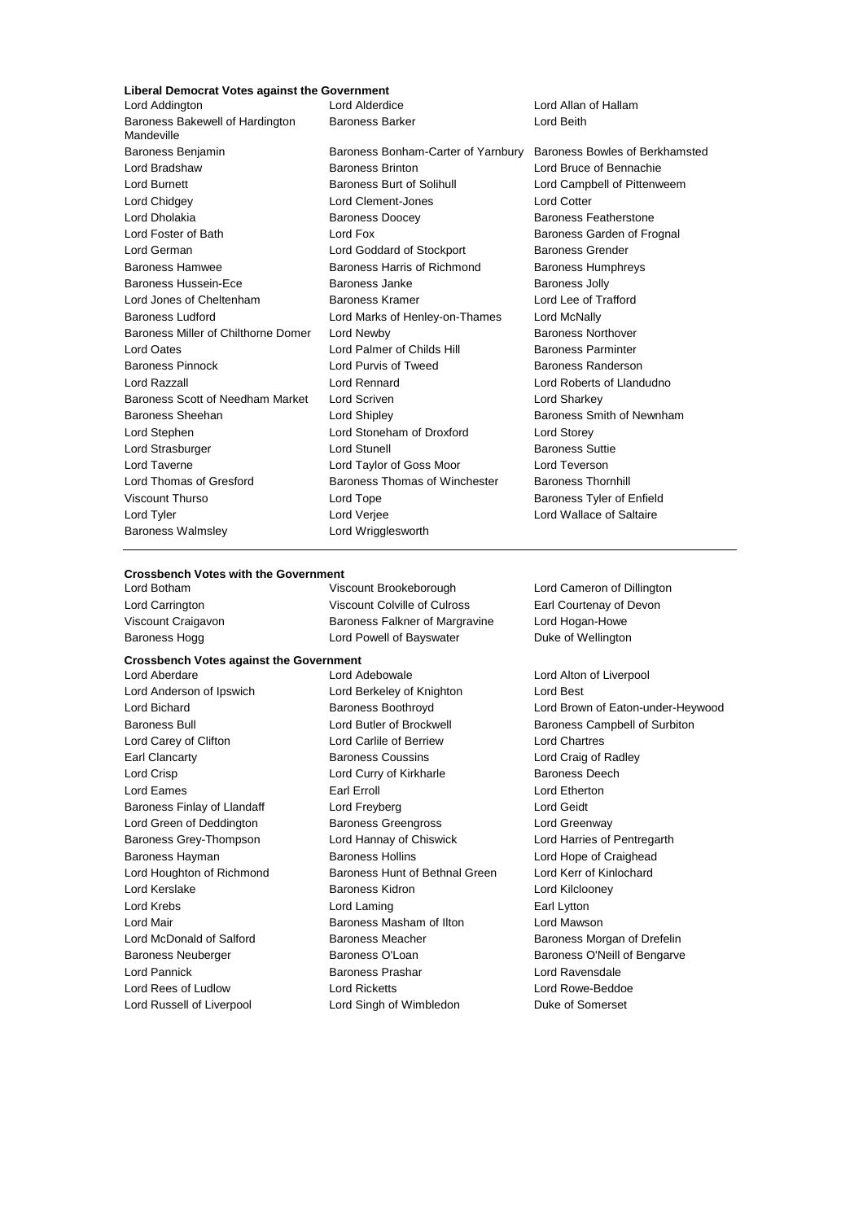**Liberal Democrat Votes against the Government**

Lord Addington
Lord Alderdice
Lord Allan of Hallam
Baroness Bakewell of Hardington Mandeville
Baroness Barker
Lord Beith
Baroness Benjamin
Baroness Bonham-Carter of Yarnbury
Baroness Bowles of Berkhamsted
Lord Bradshaw
Baroness Brinton
Lord Bruce of Bennachie
Lord Burnett
Baroness Burt of Solihull
Lord Campbell of Pittenweem
Lord Chidgey
Lord Clement-Jones
Lord Cotter
Lord Dholakia
Baroness Doocey
Baroness Featherstone
Lord Foster of Bath
Lord Fox
Baroness Garden of Frognal
Lord German
Lord Goddard of Stockport
Baroness Grender
Baroness Hamwee
Baroness Harris of Richmond
Baroness Humphreys
Baroness Hussein-Ece
Baroness Janke
Baroness Jolly
Lord Jones of Cheltenham
Baroness Kramer
Lord Lee of Trafford
Baroness Ludford
Lord Marks of Henley-on-Thames
Lord McNally
Baroness Miller of Chilthorne Domer
Lord Newby
Baroness Northover
Lord Oates
Lord Palmer of Childs Hill
Baroness Parminter
Baroness Pinnock
Lord Purvis of Tweed
Baroness Randerson
Lord Razzall
Lord Rennard
Lord Roberts of Llandudno
Baroness Scott of Needham Market
Lord Scriven
Lord Sharkey
Baroness Sheehan
Lord Shipley
Baroness Smith of Newnham
Lord Stephen
Lord Stoneham of Droxford
Lord Storey
Lord Strasburger
Lord Stunell
Baroness Suttie
Lord Taverne
Lord Taylor of Goss Moor
Lord Teverson
Lord Thomas of Gresford
Baroness Thomas of Winchester
Baroness Thornhill
Viscount Thurso
Lord Tope
Baroness Tyler of Enfield
Lord Tyler
Lord Verjee
Lord Wallace of Saltaire
Baroness Walmsley
Lord Wrigglesworth

---

**Crossbench Votes with the Government**

Lord Botham
Viscount Brookeborough
Lord Cameron of Dillington
Lord Carrington
Viscount Colville of Culross
Earl Courtenay of Devon
Viscount Craigavon
Baroness Falkner of Margravine
Lord Hogan-Howe
Baroness Hogg
Lord Powell of Bayswater
Duke of Wellington

**Crossbench Votes against the Government**

Lord Aberdare
Lord Adebowale
Lord Alton of Liverpool
Lord Anderson of Ipswich
Lord Berkeley of Knighton
Lord Best
Lord Bichard
Baroness Boothroyd
Lord Brown of Eaton-under-Heywood
Baroness Bull
Lord Butler of Brockwell
Baroness Campbell of Surbiton
Lord Carey of Clifton
Lord Carlile of Berriew
Lord Chartres
Earl Clancarty
Baroness Coussins
Lord Craig of Radley
Lord Crisp
Lord Curry of Kirkharle
Baroness Deech
Lord Eames
Earl Erroll
Lord Etherton
Baroness Finlay of Llandaff
Lord Freyberg
Lord Geidt
Lord Green of Deddington
Baroness Greengross
Lord Greenway
Baroness Grey-Thompson
Lord Hannay of Chiswick
Lord Harries of Pentregarth
Baroness Hayman
Baroness Hollins
Lord Hope of Craighead
Lord Houghton of Richmond
Baroness Hunt of Bethnal Green
Lord Kerr of Kinlochard
Lord Kerslake
Baroness Kidron
Lord Kilclooney
Lord Krebs
Lord Laming
Earl Lytton
Lord Mair
Baroness Masham of Ilton
Lord Mawson
Lord McDonald of Salford
Baroness Meacher
Baroness Morgan of Drefelin
Baroness Neuberger
Baroness O'Loan
Baroness O'Neill of Bengarve
Lord Pannick
Baroness Prashar
Lord Ravensdale
Lord Rees of Ludlow
Lord Ricketts
Lord Rowe-Beddoe
Lord Russell of Liverpool
Lord Singh of Wimbledon
Duke of Somerset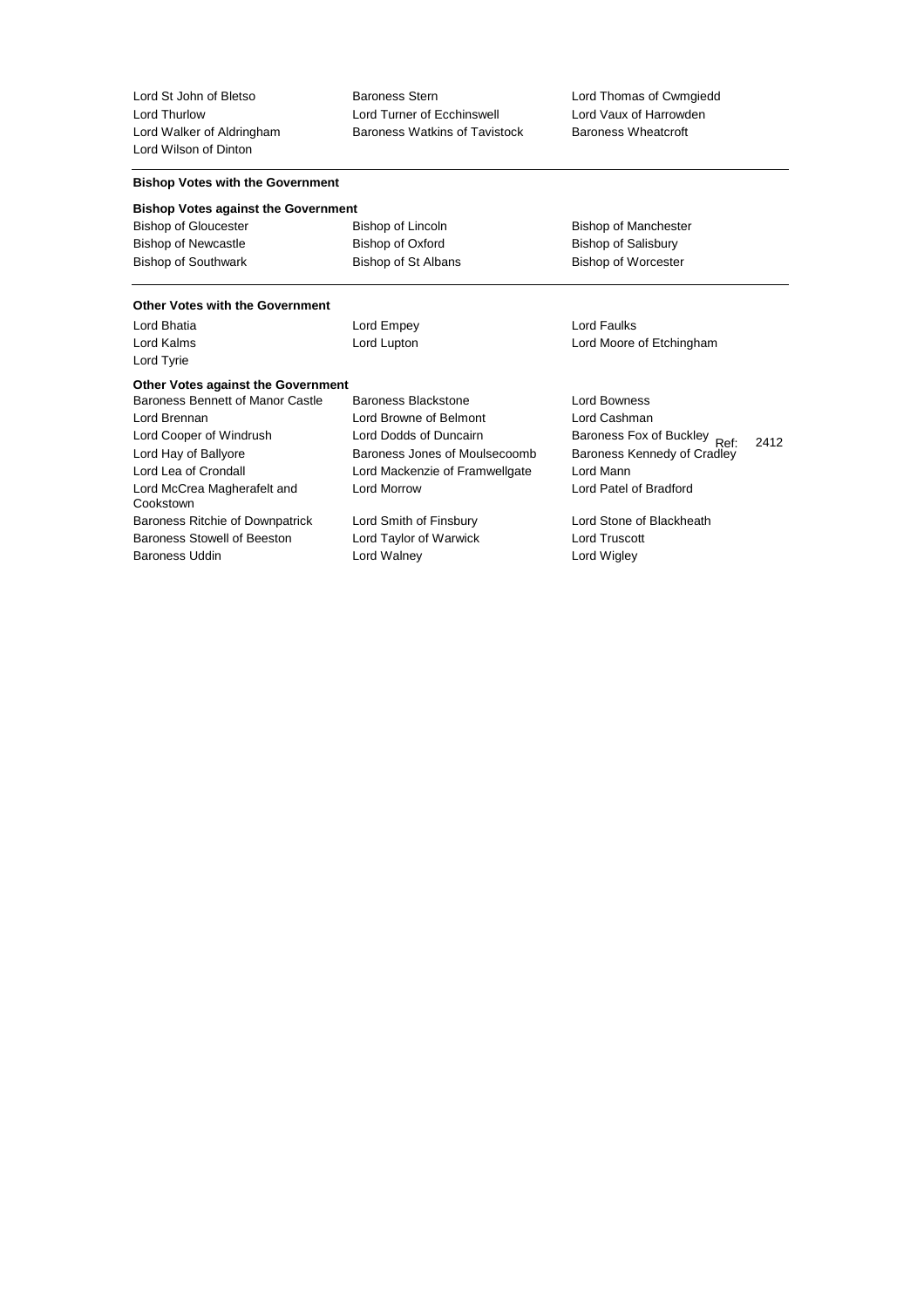Lord St John of Bletso
Baroness Stern
Lord Thomas of Cwmgiedd
Lord Thurlow
Lord Turner of Ecchinswell
Lord Vaux of Harrowden
Lord Walker of Aldringham
Baroness Watkins of Tavistock
Baroness Wheatcroft
Lord Wilson of Dinton

**Bishop Votes with the Government**

**Bishop Votes against the Government**

Bishop of Gloucester
Bishop of Lincoln
Bishop of Manchester
Bishop of Newcastle
Bishop of Oxford
Bishop of Salisbury
Bishop of Southwark
Bishop of St Albans
Bishop of Worcester

**Other Votes with the Government**

Lord Bhatia
Lord Empey
Lord Faulks
Lord Kalms
Lord Lupton
Lord Moore of Etchingham
Lord Tyrie

**Other Votes against the Government**

Baroness Bennett of Manor Castle
Baroness Blackstone
Lord Bowness
Lord Brennan
Lord Browne of Belmont
Lord Cashman
Lord Cooper of Windrush
Lord Dodds of Duncairn
Baroness Fox of Buckley
Lord Hay of Ballyore
Baroness Jones of Moulsecoomb
Baroness Kennedy of Cradley
Lord Lea of Crondall
Lord Mackenzie of Framwellgate
Lord Mann
Lord McCrea Magherafelt and Cookstown
Lord Morrow
Lord Patel of Bradford
Baroness Ritchie of Downpatrick
Lord Smith of Finsbury
Lord Stone of Blackheath
Baroness Stowell of Beeston
Lord Taylor of Warwick
Lord Truscott
Baroness Uddin
Lord Walney
Lord Wigley

Ref: 2412